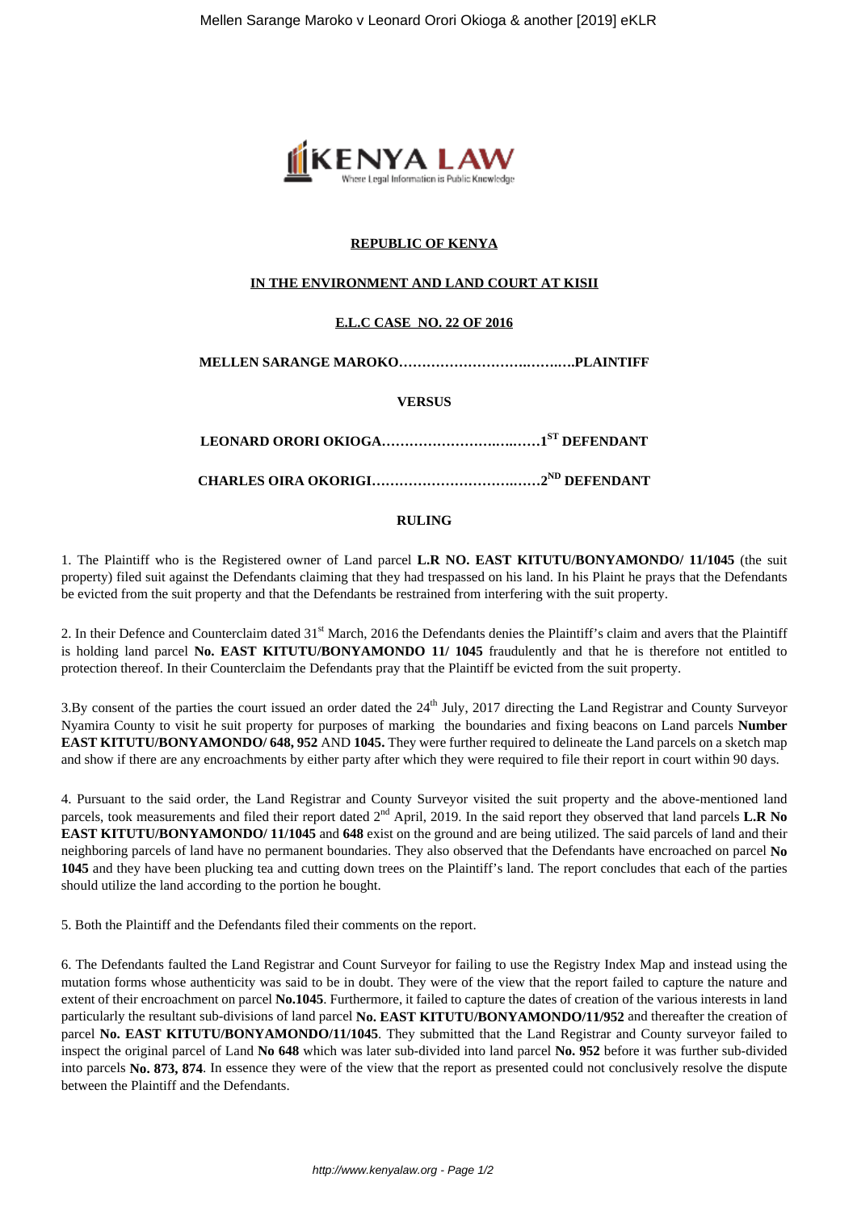**REPUBLIC OF KENYA**

**IN THE ENVIRONMENT AND LAND COURT AT KISII**

**E.L.C CASE NO. 22 OF 2016**

**MELLEN SARANGE MAROKO……………………….……..PLAINTIFF**

**VERSUS**

**LEONARD ORORI OKIOGA……………………….……1ST DEFENDANT**

**CHARLES OIRA OKORIGI…………………………..……2ND DEFENDANT**

**RULING**

1. The Plaintiff who is the Registered owner of Land parcel **L.R NO. EAST KITUTU/BONYAMONDO/ 11/1045** (the suit property) filed suit against the Defendants claiming that they had trespassed on his land. In his Plaint he prays that the Defendants be evicted from the suit property and that the Defendants be restrained from interfering with the suit property.

2. In their Defence and Counterclaim dated 31st March, 2016 the Defendants denies the Plaintiff's claim and avers that the Plaintiff is holding land parcel **No. EAST KITUTU/BONYAMONDO 11/ 1045** fraudulently and that he is therefore not entitled to protection thereof. In their Counterclaim the Defendants pray that the Plaintiff be evicted from the suit property.

3.By consent of the parties the court issued an order dated the 24th July, 2017 directing the Land Registrar and County Surveyor Nyamira County to visit he suit property for purposes of marking the boundaries and fixing beacons on Land parcels **Number EAST KITUTU/BONYAMONDO/ 648, 952** AND **1045.** They were further required to delineate the Land parcels on a sketch map and show if there are any encroachments by either party after which they were required to file their report in court within 90 days.

4. Pursuant to the said order, the Land Registrar and County Surveyor visited the suit property and the above-mentioned land parcels, took measurements and filed their report dated 2nd April, 2019. In the said report they observed that land parcels **L.R No EAST KITUTU/BONYAMONDO/ 11/1045** and **648** exist on the ground and are being utilized. The said parcels of land and their neighboring parcels of land have no permanent boundaries. They also observed that the Defendants have encroached on parcel **No 1045** and they have been plucking tea and cutting down trees on the Plaintiff's land. The report concludes that each of the parties should utilize the land according to the portion he bought.

5. Both the Plaintiff and the Defendants filed their comments on the report.

6. The Defendants faulted the Land Registrar and Count Surveyor for failing to use the Registry Index Map and instead using the mutation forms whose authenticity was said to be in doubt. They were of the view that the report failed to capture the nature and extent of their encroachment on parcel **No.1045**. Furthermore, it failed to capture the dates of creation of the various interests in land particularly the resultant sub-divisions of land parcel **No. EAST KITUTU/BONYAMONDO/11/952** and thereafter the creation of parcel **No. EAST KITUTU/BONYAMONDO/11/1045**. They submitted that the Land Registrar and County surveyor failed to inspect the original parcel of Land **No 648** which was later sub-divided into land parcel **No. 952** before it was further sub-divided into parcels **No. 873, 874**. In essence they were of the view that the report as presented could not conclusively resolve the dispute between the Plaintiff and the Defendants.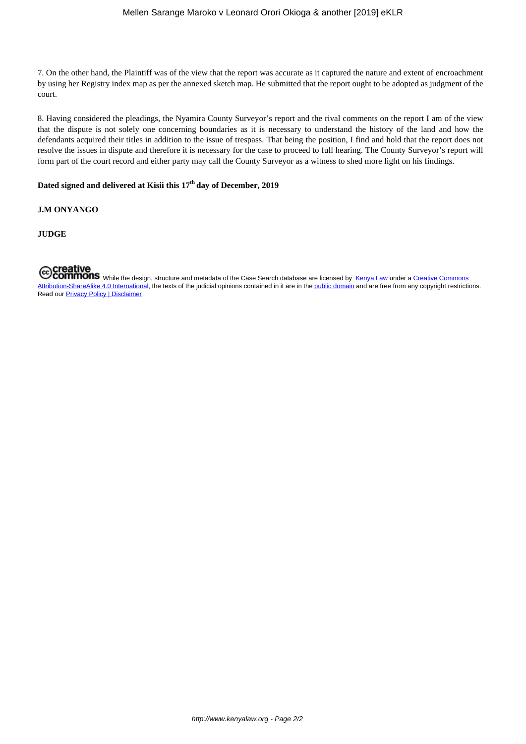7. On the other hand, the Plaintiff was of the view that the report was accurate as it captured the nature and extent of encroachment by using her Registry index map as per the annexed sketch map. He submitted that the report ought to be adopted as judgment of the court.

8. Having considered the pleadings, the Nyamira County Surveyor's report and the rival comments on the report I am of the view that the dispute is not solely one concerning boundaries as it is necessary to understand the history of the land and how the defendants acquired their titles in addition to the issue of trespass. That being the position, I find and hold that the report does not resolve the issues in dispute and therefore it is necessary for the case to proceed to full hearing. The County Surveyor's report will form part of the court record and either party may call the County Surveyor as a witness to shed more light on his findings.

**Dated signed and delivered at Kisii this 17th day of December, 2019**

**J.M ONYANGO**

**JUDGE**

While the design, structure and metadata of the Case Search database are licensed by Kenya Law under a Creative Commons Attribution-ShareAlike 4.0 International, the texts of the judicial opinions contained in it are in the public domain and are free from any copyright restrictions. Read our Privacy Policy | Disclaimer